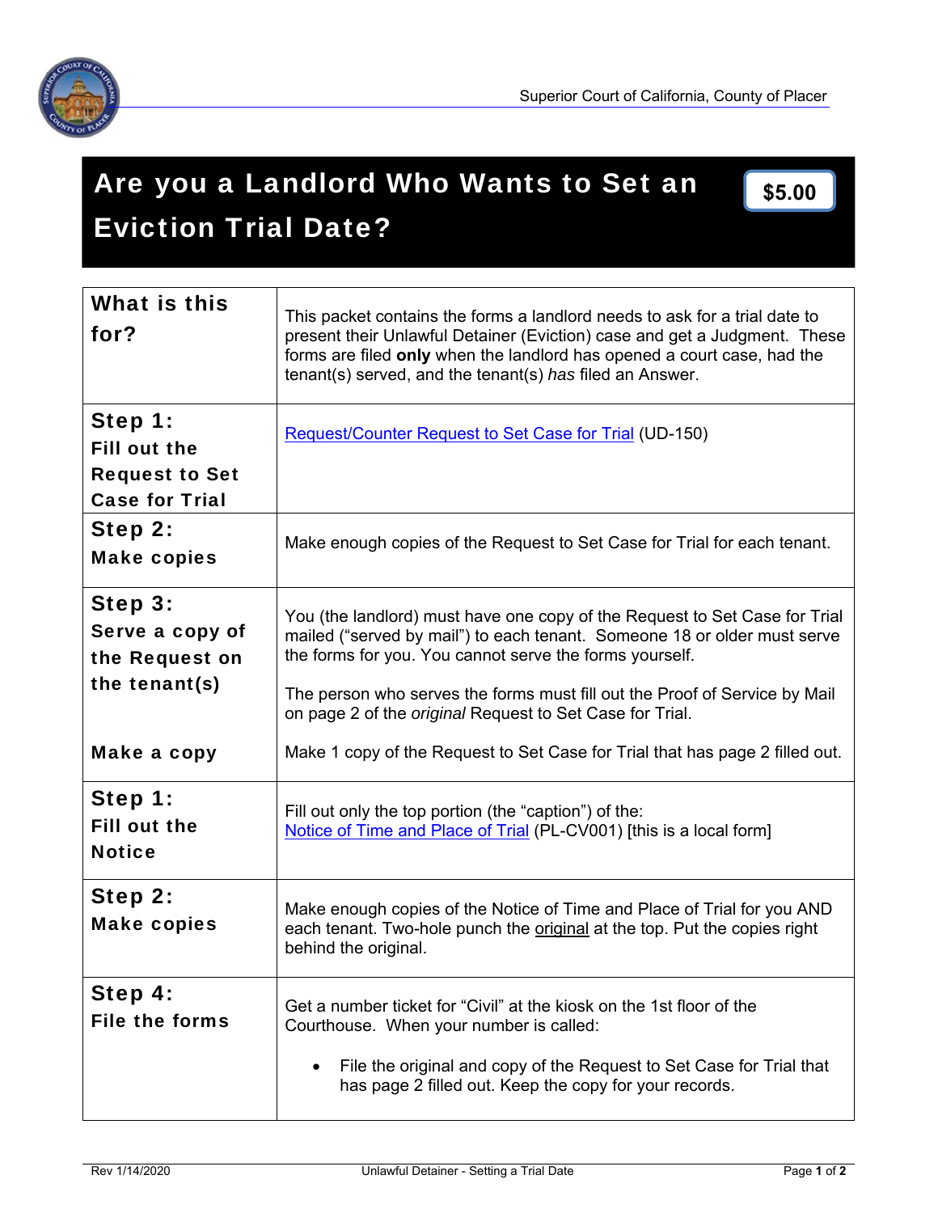# Are you a Landlord Who Wants to Set an Eviction Trial Date?

**$5.00**

| | |
|---|---|
| **What is this for?** | This packet contains the forms a landlord needs to ask for a trial date to present their Unlawful Detainer (Eviction) case and get a Judgment. These forms are filed **only** when the landlord has opened a court case, had the tenant(s) served, and the tenant(s) *has* filed an Answer. |
| **Step 1: Fill out the Request to Set Case for Trial** | Request/Counter Request to Set Case for Trial (UD-150) |
| **Step 2: Make copies** | Make enough copies of the Request to Set Case for Trial for each tenant. |
| **Step 3: Serve a copy of the Request on the tenant(s)** | You (the landlord) must have one copy of the Request to Set Case for Trial mailed ("served by mail") to each tenant. Someone 18 or older must serve the forms for you. You cannot serve the forms yourself.<br><br>The person who serves the forms must fill out the Proof of Service by Mail on page 2 of the *original* Request to Set Case for Trial. |
| **Make a copy** | Make 1 copy of the Request to Set Case for Trial that has page 2 filled out. |
| **Step 1: Fill out the Notice** | Fill out only the top portion (the "caption") of the:<br>Notice of Time and Place of Trial (PL-CV001) [this is a local form] |
| **Step 2: Make copies** | Make enough copies of the Notice of Time and Place of Trial for you AND each tenant. Two-hole punch the original at the top. Put the copies right behind the original. |
| **Step 4: File the forms** | Get a number ticket for "Civil" at the kiosk on the 1st floor of the Courthouse. When your number is called:<br><br>• File the original and copy of the Request to Set Case for Trial that has page 2 filled out. Keep the copy for your records. |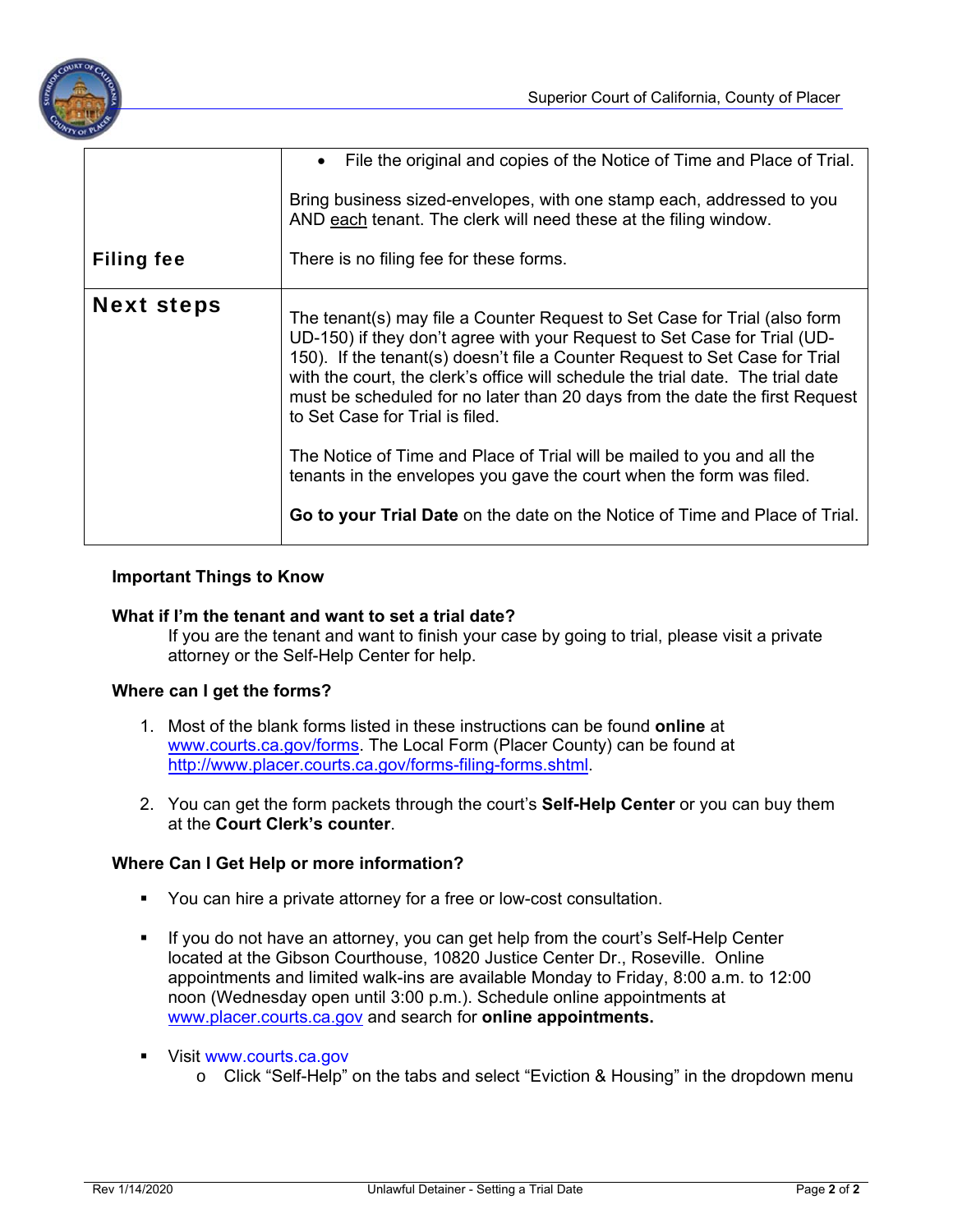| | |
|---|---|
| | • File the original and copies of the Notice of Time and Place of Trial.<br><br>Bring business sized-envelopes, with one stamp each, addressed to you AND each tenant. The clerk will need these at the filing window. |
| **Filing fee** | There is no filing fee for these forms. |
| **Next steps** | The tenant(s) may file a Counter Request to Set Case for Trial (also form UD-150) if they don't agree with your Request to Set Case for Trial (UD-150). If the tenant(s) doesn't file a Counter Request to Set Case for Trial with the court, the clerk's office will schedule the trial date. The trial date must be scheduled for no later than 20 days from the date the first Request to Set Case for Trial is filed.<br><br>The Notice of Time and Place of Trial will be mailed to you and all the tenants in the envelopes you gave the court when the form was filed.<br><br>**Go to your Trial Date** on the date on the Notice of Time and Place of Trial. |

**Important Things to Know**

**What if I'm the tenant and want to set a trial date?**

If you are the tenant and want to finish your case by going to trial, please visit a private attorney or the Self-Help Center for help.

**Where can I get the forms?**

1. Most of the blank forms listed in these instructions can be found **online** at www.courts.ca.gov/forms. The Local Form (Placer County) can be found at http://www.placer.courts.ca.gov/forms-filing-forms.shtml.

2. You can get the form packets through the court's **Self-Help Center** or you can buy them at the **Court Clerk's counter**.

**Where Can I Get Help or more information?**

- You can hire a private attorney for a free or low-cost consultation.

- If you do not have an attorney, you can get help from the court's Self-Help Center located at the Gibson Courthouse, 10820 Justice Center Dr., Roseville. Online appointments and limited walk-ins are available Monday to Friday, 8:00 a.m. to 12:00 noon (Wednesday open until 3:00 p.m.). Schedule online appointments at www.placer.courts.ca.gov and search for **online appointments.**

- Visit www.courts.ca.gov
  - Click "Self-Help" on the tabs and select "Eviction & Housing" in the dropdown menu